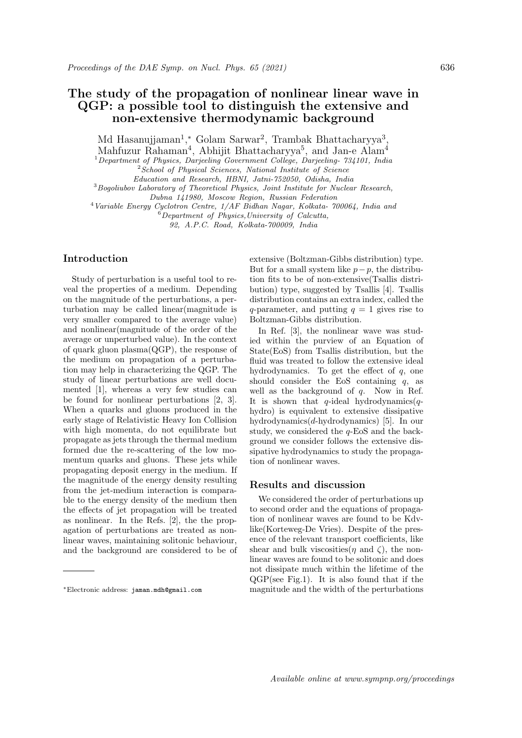# The study of the propagation of nonlinear linear wave in QGP: a possible tool to distinguish the extensive and non-extensive thermodynamic background

Md Hasanujjaman[1,*], Golam Sarwar[2], Trambak Bhattacharyya[3], Mahfuzur Rahaman[4], Abhijit Bhattacharyya[5], and Jan-e Alam[4]

[1] *Department of Physics, Darjeeling Government College, Darjeeling- 734101, India*
[2] *School of Physical Sciences, National Institute of Science Education and Research, HBNI, Jatni-752050, Odisha, India*
[3] *Bogoliubov Laboratory of Theoretical Physics, Joint Institute for Nuclear Research, Dubna 141980, Moscow Region, Russian Federation*
[4] *Variable Energy Cyclotron Centre, 1/AF Bidhan Nagar, Kolkata- 700064, India and*
[6] *Department of Physics,University of Calcutta, 92, A.P.C. Road, Kolkata-700009, India*

## Introduction

Study of perturbation is a useful tool to reveal the properties of a medium. Depending on the magnitude of the perturbations, a perturbation may be called linear(magnitude is very smaller compared to the average value) and nonlinear(magnitude of the order of the average or unperturbed value). In the context of quark gluon plasma(QGP), the response of the medium on propagation of a perturbation may help in characterizing the QGP. The study of linear perturbations are well documented [1], whereas a very few studies can be found for nonlinear perturbations [2, 3]. When a quarks and gluons produced in the early stage of Relativistic Heavy Ion Collision with high momenta, do not equilibrate but propagate as jets through the thermal medium formed due the re-scattering of the low momentum quarks and gluons. These jets while propagating deposit energy in the medium. If the magnitude of the energy density resulting from the jet-medium interaction is comparable to the energy density of the medium then the effects of jet propagation will be treated as nonlinear. In the Refs. [2], the the propagation of perturbations are treated as nonlinear waves, maintaining solitonic behaviour, and the background are considered to be of extensive (Boltzman-Gibbs distribution) type. But for a small system like $p-p$, the distribution fits to be of non-extensive(Tsallis distribution) type, suggested by Tsallis [4]. Tsallis distribution contains an extra index, called the $q$-parameter, and putting $q = 1$ gives rise to Boltzman-Gibbs distribution.

In Ref. [3], the nonlinear wave was studied within the purview of an Equation of State(EoS) from Tsallis distribution, but the fluid was treated to follow the extensive ideal hydrodynamics. To get the effect of $q$, one should consider the EoS containing $q$, as well as the background of $q$. Now in Ref. It is shown that $q$-ideal hydrodynamics($q$-hydro) is equivalent to extensive dissipative hydrodynamics($d$-hydrodynamics) [5]. In our study, we considered the $q$-EoS and the background we consider follows the extensive dissipative hydrodynamics to study the propagation of nonlinear waves.

## Results and discussion

We considered the order of perturbations up to second order and the equations of propagation of nonlinear waves are found to be Kdv-like(Korteweg-De Vries). Despite of the presence of the relevant transport coefficients, like shear and bulk viscosities($\eta$ and $\zeta$), the nonlinear waves are found to be solitonic and does not dissipate much within the lifetime of the QGP(see Fig.1). It is also found that if the magnitude and the width of the perturbations

*Electronic address: jaman.mdh@gmail.com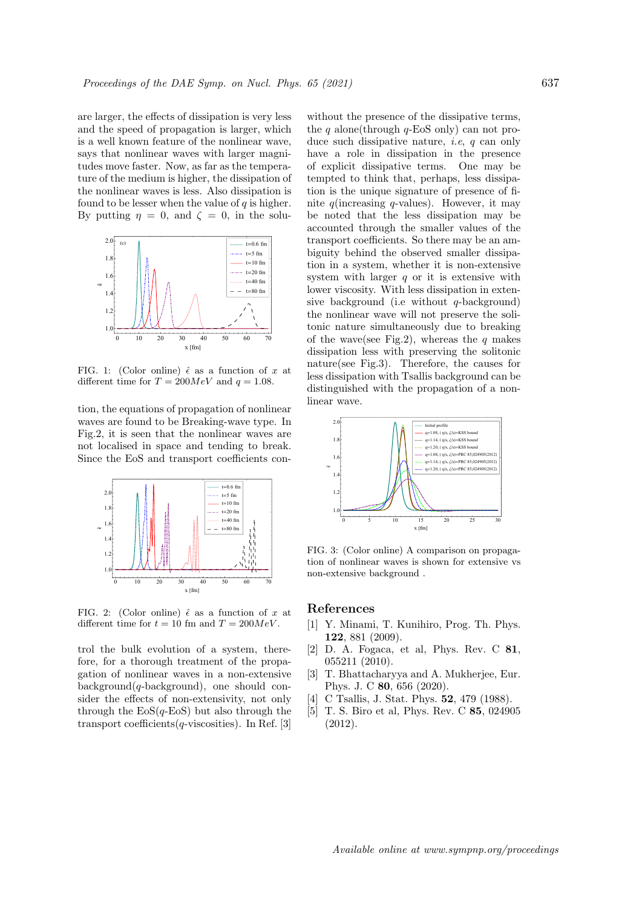are larger, the effects of dissipation is very less and the speed of propagation is larger, which is a well known feature of the nonlinear wave, says that nonlinear waves with larger magnitudes move faster. Now, as far as the temperature of the medium is higher, the dissipation of the nonlinear waves is less. Also dissipation is found to be lesser when the value of $q$ is higher. By putting $\eta = 0$, and $\zeta = 0$, in the solution, the equations of propagation of nonlinear waves are found to be Breaking-wave type. In Fig.2, it is seen that the nonlinear waves are not localised in space and tending to break. Since the EoS and transport coefficients control the bulk evolution of a system, therefore, for a thorough treatment of the propagation of nonlinear waves in a non-extensive background($q$-background), one should consider the effects of non-extensivity, not only through the EoS($q$-EoS) but also through the transport coefficients($q$-viscosities). In Ref. [3] without the presence of the dissipative terms, the $q$ alone(through $q$-EoS only) can not produce such dissipative nature, *i.e*, $q$ can only have a role in dissipation in the presence of explicit dissipative terms. One may be tempted to think that, perhaps, less dissipation is the unique signature of presence of finite $q$(increasing $q$-values). However, it may be noted that the less dissipation may be accounted through the smaller values of the transport coefficients. So there may be an ambiguity behind the observed smaller dissipation in a system, whether it is non-extensive system with larger $q$ or it is extensive with lower viscosity. With less dissipation in extensive background (i.e without $q$-background) the nonlinear wave will not preserve the solitonic nature simultaneously due to breaking of the wave(see Fig.2), whereas the $q$ makes dissipation less with preserving the solitonic nature(see Fig.3). Therefore, the causes for less dissipation with Tsallis background can be distinguished with the propagation of a nonlinear wave.

(c)
t=0.6 fm
t=5 fm
t=10 fm
t=20 fm
t=40 fm
t=80 fm
$\hat{\epsilon}$
x [fm]

FIG. 1: (Color online) $\hat{\epsilon}$ as a function of $x$ at different time for $T = 200MeV$ and $q = 1.08$.

t=0.6 fm
t=5 fm
t=10 fm
t=20 fm
t=40 fm
t=80 fm
$\hat{\epsilon}$
x [fm]

FIG. 2: (Color online) $\hat{\epsilon}$ as a function of $x$ at different time for $t = 10$ fm and $T = 200MeV$.

Initial profile
q=1.08, ( η/s, ζ/s)=KSS bound
q=1.14, ( η/s, ζ/s)=KSS bound
q=1.20, ( η/s, ζ/s)=KSS bound
q=1.08, ( η/s, ζ/s)=PRC 85,024905(2012)
q=1.14, ( η/s, ζ/s)=PRC 85,024905(2012)
q=1.20, ( η/s, ζ/s)=PRC 85,024905(2012)
$\hat{\epsilon}$
x [fm]

FIG. 3: (Color online) A comparison on propagation of nonlinear waves is shown for extensive vs non-extensive background .

## References

[1] Y. Minami, T. Kunihiro, Prog. Th. Phys. **122**, 881 (2009).

[2] D. A. Fogaca, et al, Phys. Rev. C **81**, 055211 (2010).

[3] T. Bhattacharyya and A. Mukherjee, Eur. Phys. J. C **80**, 656 (2020).

[4] C Tsallis, J. Stat. Phys. **52**, 479 (1988).

[5] T. S. Biro et al, Phys. Rev. C **85**, 024905 (2012).